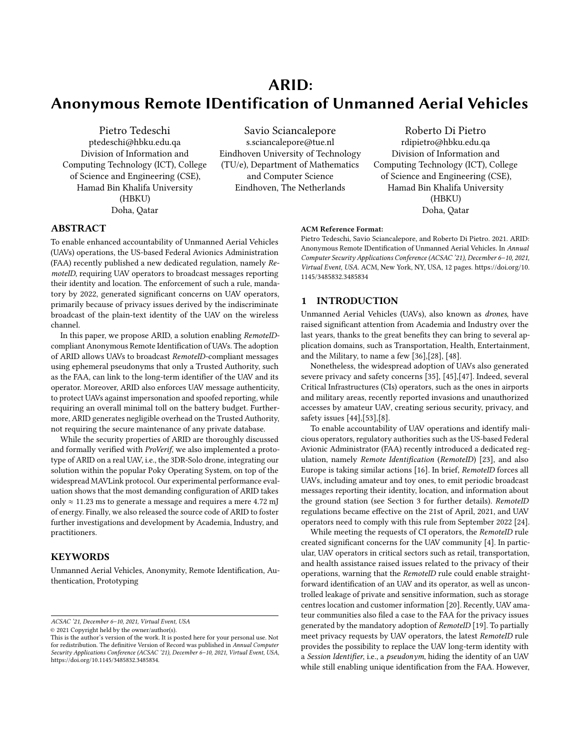# ARID: Anonymous Remote IDentification of Unmanned Aerial Vehicles

Pietro Tedeschi
ptedeschi@hbku.edu.qa
Division of Information and Computing Technology (ICT), College of Science and Engineering (CSE), Hamad Bin Khalifa University (HBKU)
Doha, Qatar

Savio Sciancalepore
s.sciancalepore@tue.nl
Eindhoven University of Technology (TU/e), Department of Mathematics and Computer Science
Eindhoven, The Netherlands

Roberto Di Pietro
rdipietro@hbku.edu.qa
Division of Information and Computing Technology (ICT), College of Science and Engineering (CSE), Hamad Bin Khalifa University (HBKU)
Doha, Qatar

## ABSTRACT

To enable enhanced accountability of Unmanned Aerial Vehicles (UAVs) operations, the US-based Federal Avionics Administration (FAA) recently published a new dedicated regulation, namely *RemoteID*, requiring UAV operators to broadcast messages reporting their identity and location. The enforcement of such a rule, mandatory by 2022, generated significant concerns on UAV operators, primarily because of privacy issues derived by the indiscriminate broadcast of the plain-text identity of the UAV on the wireless channel.

In this paper, we propose ARID, a solution enabling *RemoteID*-compliant Anonymous Remote Identification of UAVs. The adoption of ARID allows UAVs to broadcast *RemoteID*-compliant messages using ephemeral pseudonyms that only a Trusted Authority, such as the FAA, can link to the long-term identifier of the UAV and its operator. Moreover, ARID also enforces UAV message authenticity, to protect UAVs against impersonation and spoofed reporting, while requiring an overall minimal toll on the battery budget. Furthermore, ARID generates negligible overhead on the Trusted Authority, not requiring the secure maintenance of any private database.

While the security properties of ARID are thoroughly discussed and formally verified with *ProVerif*, we also implemented a prototype of ARID on a real UAV, i.e., the 3DR-Solo drone, integrating our solution within the popular Poky Operating System, on top of the widespread MAVLink protocol. Our experimental performance evaluation shows that the most demanding configuration of ARID takes only ≈ 11.23 ms to generate a message and requires a mere 4.72 mJ of energy. Finally, we also released the source code of ARID to foster further investigations and development by Academia, Industry, and practitioners.

## KEYWORDS

Unmanned Aerial Vehicles, Anonymity, Remote Identification, Authentication, Prototyping

*ACSAC '21, December 6–10, 2021, Virtual Event, USA*
© 2021 Copyright held by the owner/author(s).
This is the author's version of the work. It is posted here for your personal use. Not for redistribution. The definitive Version of Record was published in *Annual Computer Security Applications Conference (ACSAC '21), December 6–10, 2021, Virtual Event, USA*, https://doi.org/10.1145/3485832.3485834.

**ACM Reference Format:**
Pietro Tedeschi, Savio Sciancalepore, and Roberto Di Pietro. 2021. ARID: Anonymous Remote IDentification of Unmanned Aerial Vehicles. In *Annual Computer Security Applications Conference (ACSAC '21), December 6–10, 2021, Virtual Event, USA.* ACM, New York, NY, USA, 12 pages. https://doi.org/10.1145/3485832.3485834

## 1 INTRODUCTION

Unmanned Aerial Vehicles (UAVs), also known as *drones*, have raised significant attention from Academia and Industry over the last years, thanks to the great benefits they can bring to several application domains, such as Transportation, Health, Entertainment, and the Military, to name a few [36],[28], [48].

Nonetheless, the widespread adoption of UAVs also generated severe privacy and safety concerns [35], [45],[47]. Indeed, several Critical Infrastructures (CIs) operators, such as the ones in airports and military areas, recently reported invasions and unauthorized accesses by amateur UAV, creating serious security, privacy, and safety issues [44],[53],[8].

To enable accountability of UAV operations and identify malicious operators, regulatory authorities such as the US-based Federal Avionic Administrator (FAA) recently introduced a dedicated regulation, namely *Remote Identification* (*RemoteID*) [23], and also Europe is taking similar actions [16]. In brief, *RemoteID* forces all UAVs, including amateur and toy ones, to emit periodic broadcast messages reporting their identity, location, and information about the ground station (see Section 3 for further details). *RemoteID* regulations became effective on the 21st of April, 2021, and UAV operators need to comply with this rule from September 2022 [24].

While meeting the requests of CI operators, the *RemoteID* rule created significant concerns for the UAV community [4]. In particular, UAV operators in critical sectors such as retail, transportation, and health assistance raised issues related to the privacy of their operations, warning that the *RemoteID* rule could enable straightforward identification of an UAV and its operator, as well as uncontrolled leakage of private and sensitive information, such as storage centres location and customer information [20]. Recently, UAV amateur communities also filed a case to the FAA for the privacy issues generated by the mandatory adoption of *RemoteID* [19]. To partially meet privacy requests by UAV operators, the latest *RemoteID* rule provides the possibility to replace the UAV long-term identity with a *Session Identifier*, i.e., a *pseudonym*, hiding the identity of an UAV while still enabling unique identification from the FAA. However,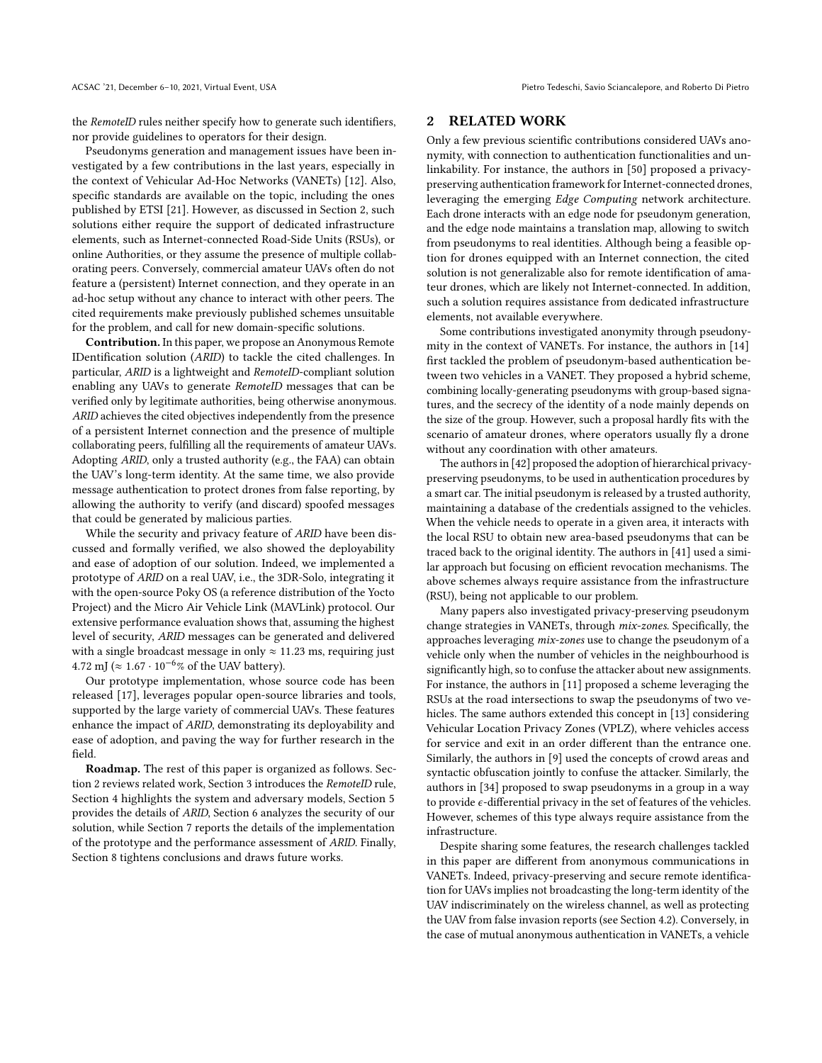the *RemoteID* rules neither specify how to generate such identifiers, nor provide guidelines to operators for their design.

Pseudonyms generation and management issues have been investigated by a few contributions in the last years, especially in the context of Vehicular Ad-Hoc Networks (VANETs) [12]. Also, specific standards are available on the topic, including the ones published by ETSI [21]. However, as discussed in Section 2, such solutions either require the support of dedicated infrastructure elements, such as Internet-connected Road-Side Units (RSUs), or online Authorities, or they assume the presence of multiple collaborating peers. Conversely, commercial amateur UAVs often do not feature a (persistent) Internet connection, and they operate in an ad-hoc setup without any chance to interact with other peers. The cited requirements make previously published schemes unsuitable for the problem, and call for new domain-specific solutions.

**Contribution.** In this paper, we propose an Anonymous Remote IDentification solution (*ARID*) to tackle the cited challenges. In particular, *ARID* is a lightweight and *RemoteID*-compliant solution enabling any UAVs to generate *RemoteID* messages that can be verified only by legitimate authorities, being otherwise anonymous. *ARID* achieves the cited objectives independently from the presence of a persistent Internet connection and the presence of multiple collaborating peers, fulfilling all the requirements of amateur UAVs. Adopting *ARID*, only a trusted authority (e.g., the FAA) can obtain the UAV's long-term identity. At the same time, we also provide message authentication to protect drones from false reporting, by allowing the authority to verify (and discard) spoofed messages that could be generated by malicious parties.

While the security and privacy feature of *ARID* have been discussed and formally verified, we also showed the deployability and ease of adoption of our solution. Indeed, we implemented a prototype of *ARID* on a real UAV, i.e., the 3DR-Solo, integrating it with the open-source Poky OS (a reference distribution of the Yocto Project) and the Micro Air Vehicle Link (MAVLink) protocol. Our extensive performance evaluation shows that, assuming the highest level of security, *ARID* messages can be generated and delivered with a single broadcast message in only $\approx 11.23$ ms, requiring just 4.72 mJ ($\approx 1.67 \cdot 10^{-6}$% of the UAV battery).

Our prototype implementation, whose source code has been released [17], leverages popular open-source libraries and tools, supported by the large variety of commercial UAVs. These features enhance the impact of *ARID*, demonstrating its deployability and ease of adoption, and paving the way for further research in the field.

**Roadmap.** The rest of this paper is organized as follows. Section 2 reviews related work, Section 3 introduces the *RemoteID* rule, Section 4 highlights the system and adversary models, Section 5 provides the details of *ARID*, Section 6 analyzes the security of our solution, while Section 7 reports the details of the implementation of the prototype and the performance assessment of *ARID*. Finally, Section 8 tightens conclusions and draws future works.

## 2 RELATED WORK

Only a few previous scientific contributions considered UAVs anonymity, with connection to authentication functionalities and unlinkability. For instance, the authors in [50] proposed a privacy-preserving authentication framework for Internet-connected drones, leveraging the emerging *Edge Computing* network architecture. Each drone interacts with an edge node for pseudonym generation, and the edge node maintains a translation map, allowing to switch from pseudonyms to real identities. Although being a feasible option for drones equipped with an Internet connection, the cited solution is not generalizable also for remote identification of amateur drones, which are likely not Internet-connected. In addition, such a solution requires assistance from dedicated infrastructure elements, not available everywhere.

Some contributions investigated anonymity through pseudonymity in the context of VANETs. For instance, the authors in [14] first tackled the problem of pseudonym-based authentication between two vehicles in a VANET. They proposed a hybrid scheme, combining locally-generating pseudonyms with group-based signatures, and the secrecy of the identity of a node mainly depends on the size of the group. However, such a proposal hardly fits with the scenario of amateur drones, where operators usually fly a drone without any coordination with other amateurs.

The authors in [42] proposed the adoption of hierarchical privacy-preserving pseudonyms, to be used in authentication procedures by a smart car. The initial pseudonym is released by a trusted authority, maintaining a database of the credentials assigned to the vehicles. When the vehicle needs to operate in a given area, it interacts with the local RSU to obtain new area-based pseudonyms that can be traced back to the original identity. The authors in [41] used a similar approach but focusing on efficient revocation mechanisms. The above schemes always require assistance from the infrastructure (RSU), being not applicable to our problem.

Many papers also investigated privacy-preserving pseudonym change strategies in VANETs, through *mix-zones*. Specifically, the approaches leveraging *mix-zones* use to change the pseudonym of a vehicle only when the number of vehicles in the neighbourhood is significantly high, so to confuse the attacker about new assignments. For instance, the authors in [11] proposed a scheme leveraging the RSUs at the road intersections to swap the pseudonyms of two vehicles. The same authors extended this concept in [13] considering Vehicular Location Privacy Zones (VPLZ), where vehicles access for service and exit in an order different than the entrance one. Similarly, the authors in [9] used the concepts of crowd areas and syntactic obfuscation jointly to confuse the attacker. Similarly, the authors in [34] proposed to swap pseudonyms in a group in a way to provide $\epsilon$-differential privacy in the set of features of the vehicles. However, schemes of this type always require assistance from the infrastructure.

Despite sharing some features, the research challenges tackled in this paper are different from anonymous communications in VANETs. Indeed, privacy-preserving and secure remote identification for UAVs implies not broadcasting the long-term identity of the UAV indiscriminately on the wireless channel, as well as protecting the UAV from false invasion reports (see Section 4.2). Conversely, in the case of mutual anonymous authentication in VANETs, a vehicle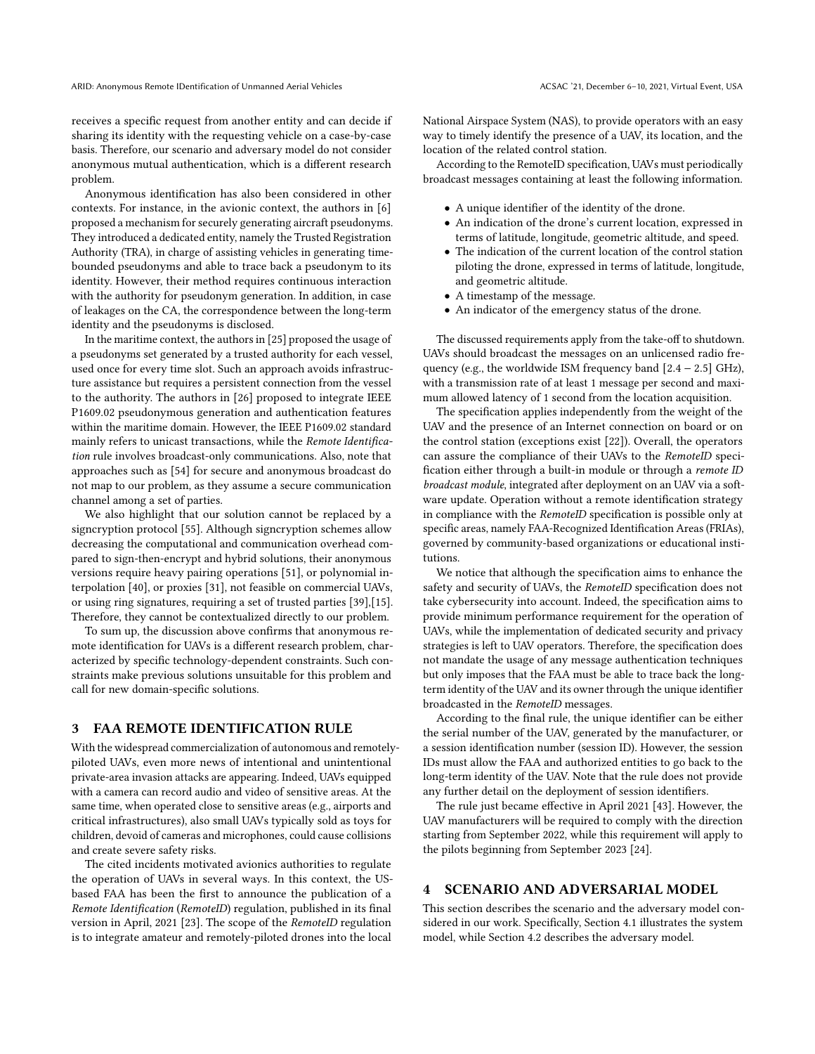receives a specific request from another entity and can decide if sharing its identity with the requesting vehicle on a case-by-case basis. Therefore, our scenario and adversary model do not consider anonymous mutual authentication, which is a different research problem.

Anonymous identification has also been considered in other contexts. For instance, in the avionic context, the authors in [6] proposed a mechanism for securely generating aircraft pseudonyms. They introduced a dedicated entity, namely the Trusted Registration Authority (TRA), in charge of assisting vehicles in generating time-bounded pseudonyms and able to trace back a pseudonym to its identity. However, their method requires continuous interaction with the authority for pseudonym generation. In addition, in case of leakages on the CA, the correspondence between the long-term identity and the pseudonyms is disclosed.

In the maritime context, the authors in [25] proposed the usage of a pseudonyms set generated by a trusted authority for each vessel, used once for every time slot. Such an approach avoids infrastructure assistance but requires a persistent connection from the vessel to the authority. The authors in [26] proposed to integrate IEEE P1609.02 pseudonymous generation and authentication features within the maritime domain. However, the IEEE P1609.02 standard mainly refers to unicast transactions, while the *Remote Identification* rule involves broadcast-only communications. Also, note that approaches such as [54] for secure and anonymous broadcast do not map to our problem, as they assume a secure communication channel among a set of parties.

We also highlight that our solution cannot be replaced by a signcryption protocol [55]. Although signcryption schemes allow decreasing the computational and communication overhead compared to sign-then-encrypt and hybrid solutions, their anonymous versions require heavy pairing operations [51], or polynomial interpolation [40], or proxies [31], not feasible on commercial UAVs, or using ring signatures, requiring a set of trusted parties [39],[15]. Therefore, they cannot be contextualized directly to our problem.

To sum up, the discussion above confirms that anonymous remote identification for UAVs is a different research problem, characterized by specific technology-dependent constraints. Such constraints make previous solutions unsuitable for this problem and call for new domain-specific solutions.

## 3 FAA REMOTE IDENTIFICATION RULE

With the widespread commercialization of autonomous and remotely-piloted UAVs, even more news of intentional and unintentional private-area invasion attacks are appearing. Indeed, UAVs equipped with a camera can record audio and video of sensitive areas. At the same time, when operated close to sensitive areas (e.g., airports and critical infrastructures), also small UAVs typically sold as toys for children, devoid of cameras and microphones, could cause collisions and create severe safety risks.

The cited incidents motivated avionics authorities to regulate the operation of UAVs in several ways. In this context, the US-based FAA has been the first to announce the publication of a *Remote Identification* (*RemoteID*) regulation, published in its final version in April, 2021 [23]. The scope of the *RemoteID* regulation is to integrate amateur and remotely-piloted drones into the local National Airspace System (NAS), to provide operators with an easy way to timely identify the presence of a UAV, its location, and the location of the related control station.

According to the RemoteID specification, UAVs must periodically broadcast messages containing at least the following information.

- A unique identifier of the identity of the drone.
- An indication of the drone's current location, expressed in terms of latitude, longitude, geometric altitude, and speed.
- The indication of the current location of the control station piloting the drone, expressed in terms of latitude, longitude, and geometric altitude.
- A timestamp of the message.
- An indicator of the emergency status of the drone.

The discussed requirements apply from the take-off to shutdown. UAVs should broadcast the messages on an unlicensed radio frequency (e.g., the worldwide ISM frequency band $[2.4 - 2.5]$ GHz), with a transmission rate of at least 1 message per second and maximum allowed latency of 1 second from the location acquisition.

The specification applies independently from the weight of the UAV and the presence of an Internet connection on board or on the control station (exceptions exist [22]). Overall, the operators can assure the compliance of their UAVs to the *RemoteID* specification either through a built-in module or through a *remote ID broadcast module*, integrated after deployment on an UAV via a software update. Operation without a remote identification strategy in compliance with the *RemoteID* specification is possible only at specific areas, namely FAA-Recognized Identification Areas (FRIAs), governed by community-based organizations or educational institutions.

We notice that although the specification aims to enhance the safety and security of UAVs, the *RemoteID* specification does not take cybersecurity into account. Indeed, the specification aims to provide minimum performance requirement for the operation of UAVs, while the implementation of dedicated security and privacy strategies is left to UAV operators. Therefore, the specification does not mandate the usage of any message authentication techniques but only imposes that the FAA must be able to trace back the long-term identity of the UAV and its owner through the unique identifier broadcasted in the *RemoteID* messages.

According to the final rule, the unique identifier can be either the serial number of the UAV, generated by the manufacturer, or a session identification number (session ID). However, the session IDs must allow the FAA and authorized entities to go back to the long-term identity of the UAV. Note that the rule does not provide any further detail on the deployment of session identifiers.

The rule just became effective in April 2021 [43]. However, the UAV manufacturers will be required to comply with the direction starting from September 2022, while this requirement will apply to the pilots beginning from September 2023 [24].

## 4 SCENARIO AND ADVERSARIAL MODEL

This section describes the scenario and the adversary model considered in our work. Specifically, Section 4.1 illustrates the system model, while Section 4.2 describes the adversary model.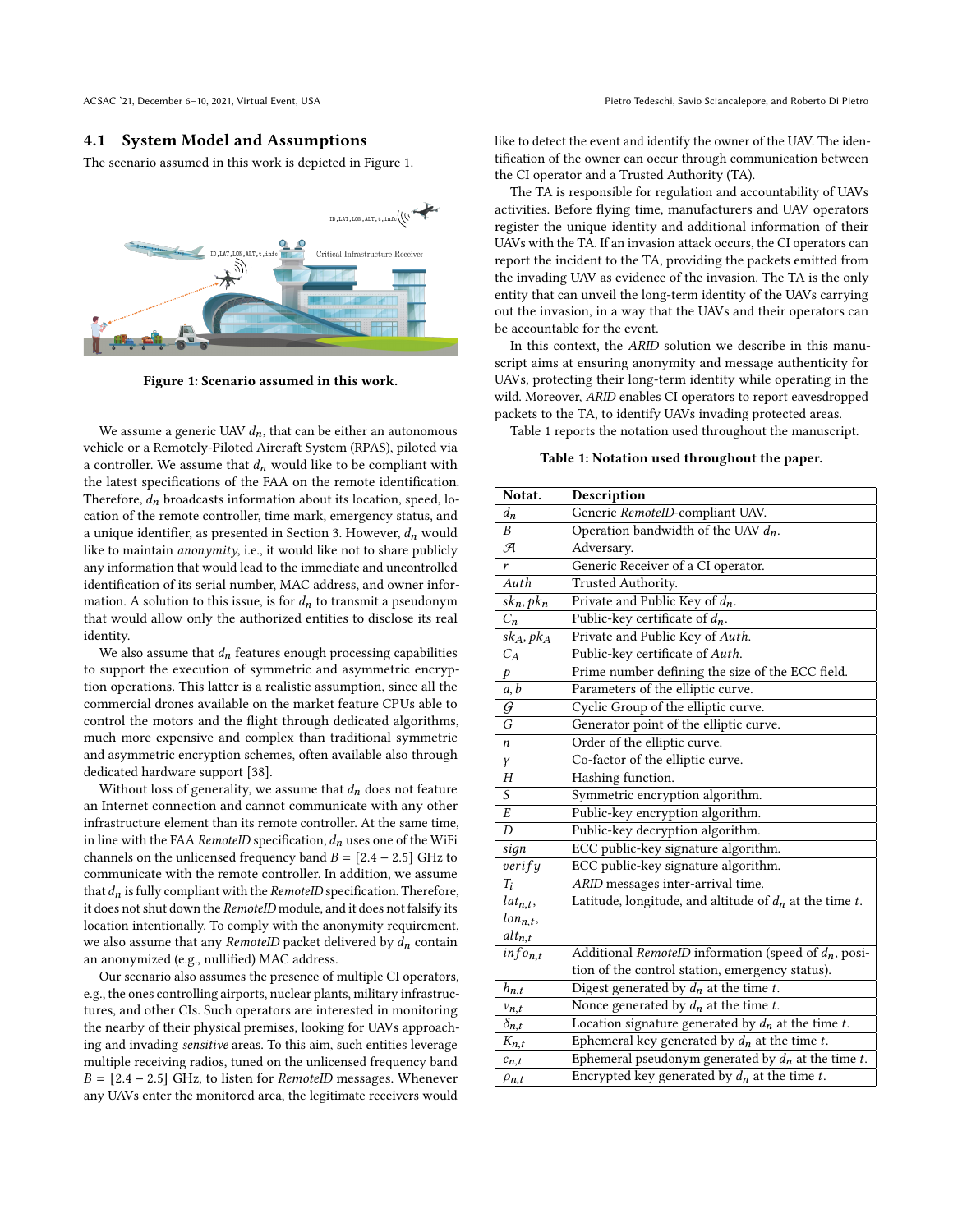### 4.1 System Model and Assumptions

The scenario assumed in this work is depicted in Figure 1.

Figure 1: Scenario assumed in this work.

We assume a generic UAV $d_n$, that can be either an autonomous vehicle or a Remotely-Piloted Aircraft System (RPAS), piloted via a controller. We assume that $d_n$ would like to be compliant with the latest specifications of the FAA on the remote identification. Therefore, $d_n$ broadcasts information about its location, speed, location of the remote controller, time mark, emergency status, and a unique identifier, as presented in Section 3. However, $d_n$ would like to maintain *anonymity*, i.e., it would like not to share publicly any information that would lead to the immediate and uncontrolled identification of its serial number, MAC address, and owner information. A solution to this issue, is for $d_n$ to transmit a pseudonym that would allow only the authorized entities to disclose its real identity.

We also assume that $d_n$ features enough processing capabilities to support the execution of symmetric and asymmetric encryption operations. This latter is a realistic assumption, since all the commercial drones available on the market feature CPUs able to control the motors and the flight through dedicated algorithms, much more expensive and complex than traditional symmetric and asymmetric encryption schemes, often available also through dedicated hardware support [38].

Without loss of generality, we assume that $d_n$ does not feature an Internet connection and cannot communicate with any other infrastructure element than its remote controller. At the same time, in line with the FAA *RemoteID* specification, $d_n$ uses one of the WiFi channels on the unlicensed frequency band $B = [2.4 - 2.5]$ GHz to communicate with the remote controller. In addition, we assume that $d_n$ is fully compliant with the *RemoteID* specification. Therefore, it does not shut down the *RemoteID* module, and it does not falsify its location intentionally. To comply with the anonymity requirement, we also assume that any *RemoteID* packet delivered by $d_n$ contain an anonymized (e.g., nullified) MAC address.

Our scenario also assumes the presence of multiple CI operators, e.g., the ones controlling airports, nuclear plants, military infrastructures, and other CIs. Such operators are interested in monitoring the nearby of their physical premises, looking for UAVs approaching and invading *sensitive* areas. To this aim, such entities leverage multiple receiving radios, tuned on the unlicensed frequency band $B = [2.4 - 2.5]$ GHz, to listen for *RemoteID* messages. Whenever any UAVs enter the monitored area, the legitimate receivers would like to detect the event and identify the owner of the UAV. The identification of the owner can occur through communication between the CI operator and a Trusted Authority (TA).

The TA is responsible for regulation and accountability of UAVs activities. Before flying time, manufacturers and UAV operators register the unique identity and additional information of their UAVs with the TA. If an invasion attack occurs, the CI operators can report the incident to the TA, providing the packets emitted from the invading UAV as evidence of the invasion. The TA is the only entity that can unveil the long-term identity of the UAVs carrying out the invasion, in a way that the UAVs and their operators can be accountable for the event.

In this context, the *ARID* solution we describe in this manuscript aims at ensuring anonymity and message authenticity for UAVs, protecting their long-term identity while operating in the wild. Moreover, *ARID* enables CI operators to report eavesdropped packets to the TA, to identify UAVs invading protected areas.

Table 1 reports the notation used throughout the manuscript.

**Table 1: Notation used throughout the paper.**

| Notat. | Description |
|---|---|
| $d_n$ | Generic *RemoteID*-compliant UAV. |
| $B$ | Operation bandwidth of the UAV $d_n$. |
| $\mathcal{A}$ | Adversary. |
| $r$ | Generic Receiver of a CI operator. |
| $Auth$ | Trusted Authority. |
| $sk_n, pk_n$ | Private and Public Key of $d_n$. |
| $C_n$ | Public-key certificate of $d_n$. |
| $sk_A, pk_A$ | Private and Public Key of $Auth$. |
| $C_A$ | Public-key certificate of $Auth$. |
| $p$ | Prime number defining the size of the ECC field. |
| $a, b$ | Parameters of the elliptic curve. |
| $\mathcal{G}$ | Cyclic Group of the elliptic curve. |
| $G$ | Generator point of the elliptic curve. |
| $n$ | Order of the elliptic curve. |
| $\gamma$ | Co-factor of the elliptic curve. |
| $H$ | Hashing function. |
| $S$ | Symmetric encryption algorithm. |
| $E$ | Public-key encryption algorithm. |
| $D$ | Public-key decryption algorithm. |
| $sign$ | ECC public-key signature algorithm. |
| $verify$ | ECC public-key signature algorithm. |
| $T_i$ | *ARID* messages inter-arrival time. |
| $lat_{n,t}$, $lon_{n,t}$, $alt_{n,t}$ | Latitude, longitude, and altitude of $d_n$ at the time $t$. |
| $info_{n,t}$ | Additional *RemoteID* information (speed of $d_n$, position of the control station, emergency status). |
| $h_{n,t}$ | Digest generated by $d_n$ at the time $t$. |
| $v_{n,t}$ | Nonce generated by $d_n$ at the time $t$. |
| $\delta_{n,t}$ | Location signature generated by $d_n$ at the time $t$. |
| $K_{n,t}$ | Ephemeral key generated by $d_n$ at the time $t$. |
| $c_{n,t}$ | Ephemeral pseudonym generated by $d_n$ at the time $t$. |
| $\rho_{n,t}$ | Encrypted key generated by $d_n$ at the time $t$. |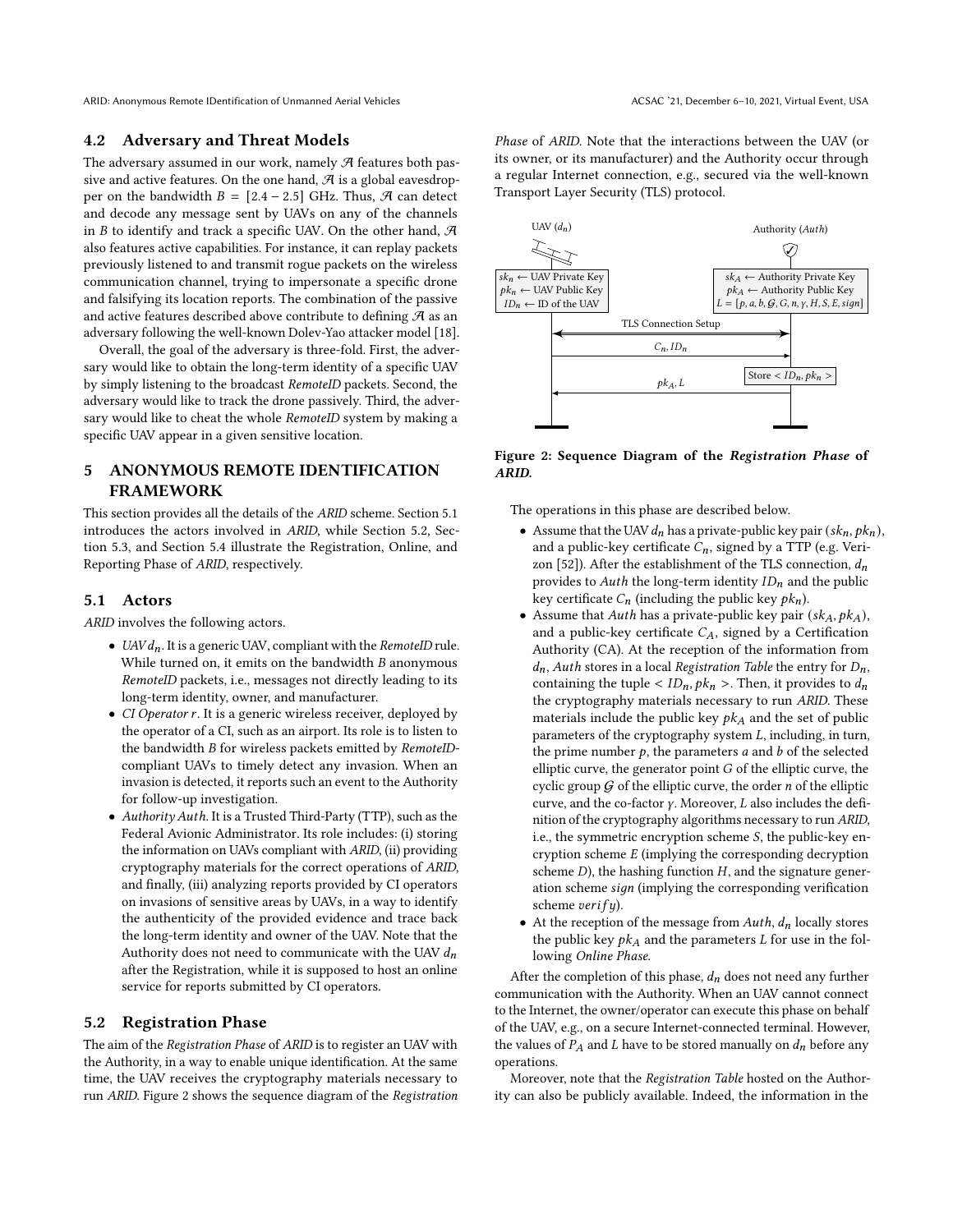## 4.2 Adversary and Threat Models

The adversary assumed in our work, namely $\mathcal{A}$ features both passive and active features. On the one hand, $\mathcal{A}$ is a global eavesdropper on the bandwidth $B = [2.4 - 2.5]$ GHz. Thus, $\mathcal{A}$ can detect and decode any message sent by UAVs on any of the channels in $B$ to identify and track a specific UAV. On the other hand, $\mathcal{A}$ also features active capabilities. For instance, it can replay packets previously listened to and transmit rogue packets on the wireless communication channel, trying to impersonate a specific drone and falsifying its location reports. The combination of the passive and active features described above contribute to defining $\mathcal{A}$ as an adversary following the well-known Dolev-Yao attacker model [18].

Overall, the goal of the adversary is three-fold. First, the adversary would like to obtain the long-term identity of a specific UAV by simply listening to the broadcast *RemoteID* packets. Second, the adversary would like to track the drone passively. Third, the adversary would like to cheat the whole *RemoteID* system by making a specific UAV appear in a given sensitive location.

# 5 ANONYMOUS REMOTE IDENTIFICATION FRAMEWORK

This section provides all the details of the *ARID* scheme. Section 5.1 introduces the actors involved in *ARID*, while Section 5.2, Section 5.3, and Section 5.4 illustrate the Registration, Online, and Reporting Phase of *ARID*, respectively.

## 5.1 Actors

*ARID* involves the following actors.

- *UAV* $d_n$. It is a generic UAV, compliant with the *RemoteID* rule. While turned on, it emits on the bandwidth $B$ anonymous *RemoteID* packets, i.e., messages not directly leading to its long-term identity, owner, and manufacturer.
- *CI Operator* $r$. It is a generic wireless receiver, deployed by the operator of a CI, such as an airport. Its role is to listen to the bandwidth $B$ for wireless packets emitted by *RemoteID*-compliant UAVs to timely detect any invasion. When an invasion is detected, it reports such an event to the Authority for follow-up investigation.
- *Authority* $Auth$. It is a Trusted Third-Party (TTP), such as the Federal Avionic Administrator. Its role includes: (i) storing the information on UAVs compliant with *ARID*, (ii) providing cryptography materials for the correct operations of *ARID*, and finally, (iii) analyzing reports provided by CI operators on invasions of sensitive areas by UAVs, in a way to identify the authenticity of the provided evidence and trace back the long-term identity and owner of the UAV. Note that the Authority does not need to communicate with the UAV $d_n$ after the Registration, while it is supposed to host an online service for reports submitted by CI operators.

## 5.2 Registration Phase

The aim of the *Registration Phase* of *ARID* is to register an UAV with the Authority, in a way to enable unique identification. At the same time, the UAV receives the cryptography materials necessary to run *ARID*. Figure 2 shows the sequence diagram of the *Registration Phase* of *ARID*. Note that the interactions between the UAV (or its owner, or its manufacturer) and the Authority occur through a regular Internet connection, e.g., secured via the well-known Transport Layer Security (TLS) protocol.

| UAV ($d_n$) | | Authority ($Auth$) |
|---|---|---|
| $sk_n \leftarrow$ UAV Private Key<br>$pk_n \leftarrow$ UAV Public Key<br>$ID_n \leftarrow$ ID of the UAV | | $sk_A \leftarrow$ Authority Private Key<br>$pk_A \leftarrow$ Authority Public Key<br>$L = [p, a, b, \mathcal{G}, G, n, \gamma, H, S, E, sign]$ |
| | TLS Connection Setup (↔) | |
| | $C_n, ID_n$ (→) | |
| | | Store $< ID_n, pk_n >$ |
| | $pk_A, L$ (←) | |

**Figure 2: Sequence Diagram of the *Registration Phase* of *ARID*.**

The operations in this phase are described below.

- Assume that the UAV $d_n$ has a private-public key pair $(sk_n, pk_n)$, and a public-key certificate $C_n$, signed by a TTP (e.g. Verizon [52]). After the establishment of the TLS connection, $d_n$ provides to $Auth$ the long-term identity $ID_n$ and the public key certificate $C_n$ (including the public key $pk_n$).
- Assume that $Auth$ has a private-public key pair $(sk_A, pk_A)$, and a public-key certificate $C_A$, signed by a Certification Authority (CA). At the reception of the information from $d_n$, $Auth$ stores in a local *Registration Table* the entry for $D_n$, containing the tuple $< ID_n, pk_n >$. Then, it provides to $d_n$ the cryptography materials necessary to run *ARID*. These materials include the public key $pk_A$ and the set of public parameters of the cryptography system $L$, including, in turn, the prime number $p$, the parameters $a$ and $b$ of the selected elliptic curve, the generator point $G$ of the elliptic curve, the cyclic group $\mathcal{G}$ of the elliptic curve, the order $n$ of the elliptic curve, and the co-factor $\gamma$. Moreover, $L$ also includes the definition of the cryptography algorithms necessary to run *ARID*, i.e., the symmetric encryption scheme $S$, the public-key encryption scheme $E$ (implying the corresponding decryption scheme $D$), the hashing function $H$, and the signature generation scheme $sign$ (implying the corresponding verification scheme $verify$).
- At the reception of the message from $Auth$, $d_n$ locally stores the public key $pk_A$ and the parameters $L$ for use in the following *Online Phase*.

After the completion of this phase, $d_n$ does not need any further communication with the Authority. When an UAV cannot connect to the Internet, the owner/operator can execute this phase on behalf of the UAV, e.g., on a secure Internet-connected terminal. However, the values of $P_A$ and $L$ have to be stored manually on $d_n$ before any operations.

Moreover, note that the *Registration Table* hosted on the Authority can also be publicly available. Indeed, the information in the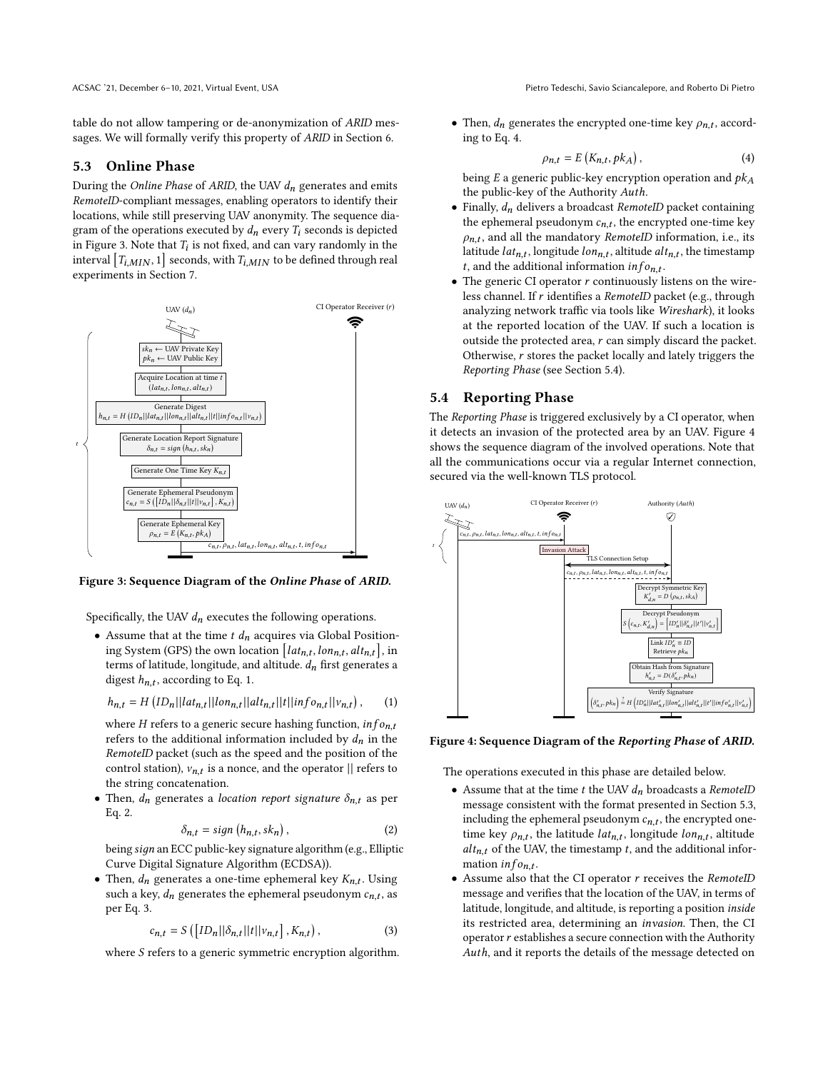table do not allow tampering or de-anonymization of *ARID* messages. We will formally verify this property of *ARID* in Section 6.

### 5.3 Online Phase

During the *Online Phase* of *ARID*, the UAV $d_n$ generates and emits *RemoteID*-compliant messages, enabling operators to identify their locations, while still preserving UAV anonymity. The sequence diagram of the operations executed by $d_n$ every $T_i$ seconds is depicted in Figure 3. Note that $T_i$ is not fixed, and can vary randomly in the interval $[T_{i,MIN}, 1]$ seconds, with $T_{i,MIN}$ to be defined through real experiments in Section 7.

**Figure 3: Sequence Diagram of the *Online Phase* of *ARID*.**

Specifically, the UAV $d_n$ executes the following operations.

- Assume that at the time $t$ $d_n$ acquires via Global Positioning System (GPS) the own location $[lat_{n,t}, lon_{n,t}, alt_{n,t}]$, in terms of latitude, longitude, and altitude. $d_n$ first generates a digest $h_{n,t}$, according to Eq. 1.

$$h_{n,t} = H\left(ID_n || lat_{n,t} || lon_{n,t} || alt_{n,t} || t || info_{n,t} || v_{n,t}\right), \quad (1)$$

  where $H$ refers to a generic secure hashing function, $info_{n,t}$ refers to the additional information included by $d_n$ in the *RemoteID* packet (such as the speed and the position of the control station), $v_{n,t}$ is a nonce, and the operator $||$ refers to the string concatenation.

- Then, $d_n$ generates a *location report signature* $\delta_{n,t}$ as per Eq. 2.

$$\delta_{n,t} = sign\left(h_{n,t}, sk_n\right), \quad (2)$$

  being *sign* an ECC public-key signature algorithm (e.g., Elliptic Curve Digital Signature Algorithm (ECDSA)).

- Then, $d_n$ generates a one-time ephemeral key $K_{n,t}$. Using such a key, $d_n$ generates the ephemeral pseudonym $c_{n,t}$, as per Eq. 3.

$$c_{n,t} = S\left(\left[ID_n || \delta_{n,t} || t || v_{n,t}\right], K_{n,t}\right), \quad (3)$$

  where $S$ refers to a generic symmetric encryption algorithm.

- Then, $d_n$ generates the encrypted one-time key $\rho_{n,t}$, according to Eq. 4.

$$\rho_{n,t} = E\left(K_{n,t}, pk_A\right), \quad (4)$$

  being $E$ a generic public-key encryption operation and $pk_A$ the public-key of the Authority $Auth$.

- Finally, $d_n$ delivers a broadcast *RemoteID* packet containing the ephemeral pseudonym $c_{n,t}$, the encrypted one-time key $\rho_{n,t}$, and all the mandatory *RemoteID* information, i.e., its latitude $lat_{n,t}$, longitude $lon_{n,t}$, altitude $alt_{n,t}$, the timestamp $t$, and the additional information $info_{n,t}$.
- The generic CI operator $r$ continuously listens on the wireless channel. If $r$ identifies a *RemoteID* packet (e.g., through analyzing network traffic via tools like *Wireshark*), it looks at the reported location of the UAV. If such a location is outside the protected area, $r$ can simply discard the packet. Otherwise, $r$ stores the packet locally and lately triggers the *Reporting Phase* (see Section 5.4).

### 5.4 Reporting Phase

The *Reporting Phase* is triggered exclusively by a CI operator, when it detects an invasion of the protected area by an UAV. Figure 4 shows the sequence diagram of the involved operations. Note that all the communications occur via a regular Internet connection, secured via the well-known TLS protocol.

**Figure 4: Sequence Diagram of the *Reporting Phase* of *ARID*.**

The operations executed in this phase are detailed below.

- Assume that at the time $t$ the UAV $d_n$ broadcasts a *RemoteID* message consistent with the format presented in Section 5.3, including the ephemeral pseudonym $c_{n,t}$, the encrypted one-time key $\rho_{n,t}$, the latitude $lat_{n,t}$, longitude $lon_{n,t}$, altitude $alt_{n,t}$ of the UAV, the timestamp $t$, and the additional information $info_{n,t}$.
- Assume also that the CI operator $r$ receives the *RemoteID* message and verifies that the location of the UAV, in terms of latitude, longitude, and altitude, is reporting a position *inside* its restricted area, determining an *invasion*. Then, the CI operator $r$ establishes a secure connection with the Authority $Auth$, and it reports the details of the message detected on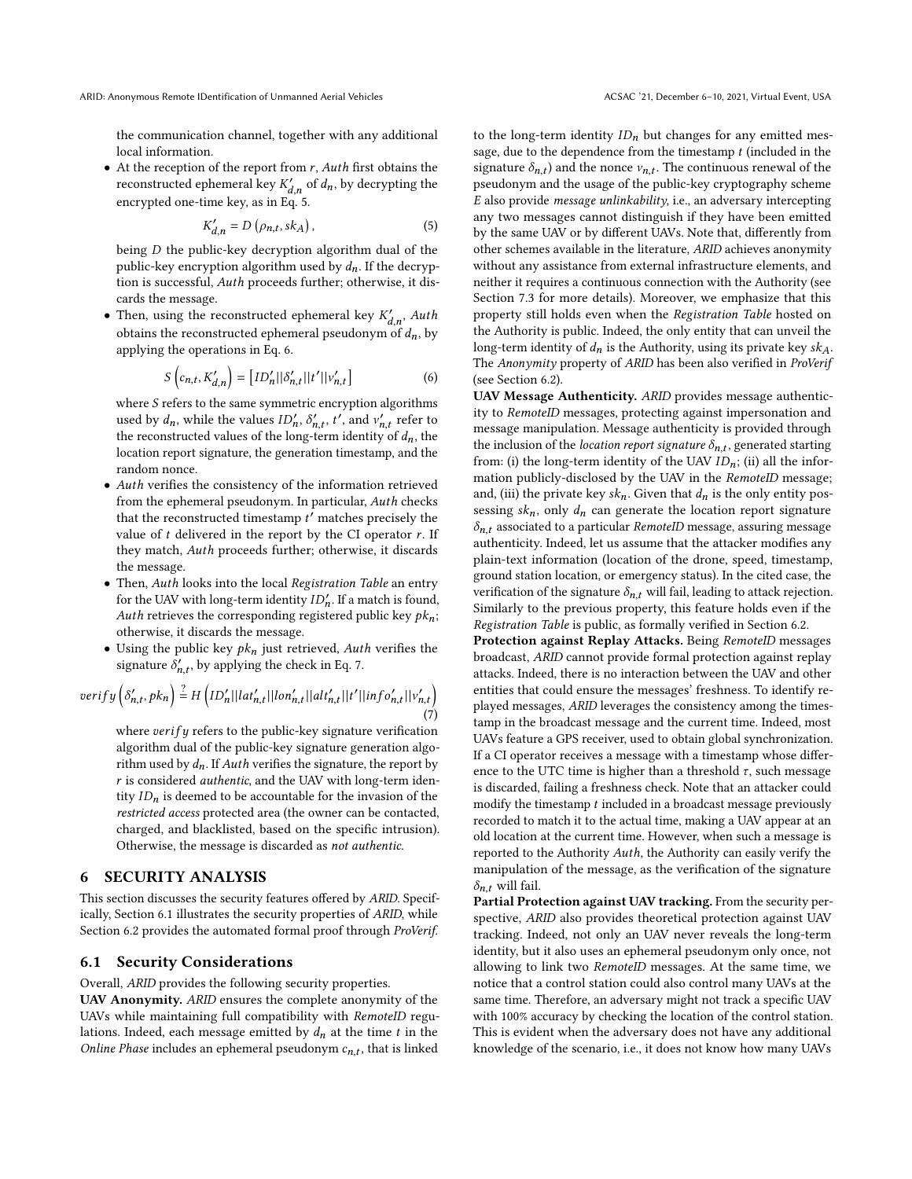the communication channel, together with any additional local information.

- At the reception of the report from $r$, $Auth$ first obtains the reconstructed ephemeral key $K'_{d,n}$ of $d_n$, by decrypting the encrypted one-time key, as in Eq. 5.

$$K'_{d,n} = D\left(\rho_{n,t}, sk_A\right), \tag{5}$$

being $D$ the public-key decryption algorithm dual of the public-key encryption algorithm used by $d_n$. If the decryption is successful, $Auth$ proceeds further; otherwise, it discards the message.

- Then, using the reconstructed ephemeral key $K'_{d,n}$, $Auth$ obtains the reconstructed ephemeral pseudonym of $d_n$, by applying the operations in Eq. 6.

$$S\left(c_{n,t}, K'_{d,n}\right) = \left[ID'_n||\delta'_{n,t}||t'||v'_{n,t}\right] \tag{6}$$

where $S$ refers to the same symmetric encryption algorithms used by $d_n$, while the values $ID'_n$, $\delta'_{n,t}$, $t'$, and $v'_{n,t}$ refer to the reconstructed values of the long-term identity of $d_n$, the location report signature, the generation timestamp, and the random nonce.

- $Auth$ verifies the consistency of the information retrieved from the ephemeral pseudonym. In particular, $Auth$ checks that the reconstructed timestamp $t'$ matches precisely the value of $t$ delivered in the report by the CI operator $r$. If they match, $Auth$ proceeds further; otherwise, it discards the message.
- Then, $Auth$ looks into the local *Registration Table* an entry for the UAV with long-term identity $ID'_n$. If a match is found, $Auth$ retrieves the corresponding registered public key $pk_n$; otherwise, it discards the message.
- Using the public key $pk_n$ just retrieved, $Auth$ verifies the signature $\delta'_{n,t}$, by applying the check in Eq. 7.

$$verify\left(\delta'_{n,t}, pk_n\right) \stackrel{?}{=} H\left(ID'_n||lat'_{n,t}||lon'_{n,t}||alt'_{n,t}||t'||info'_{n,t}||v'_{n,t}\right) \tag{7}$$

where $verify$ refers to the public-key signature verification algorithm dual of the public-key signature generation algorithm used by $d_n$. If $Auth$ verifies the signature, the report by $r$ is considered *authentic*, and the UAV with long-term identity $ID_n$ is deemed to be accountable for the invasion of the *restricted access* protected area (the owner can be contacted, charged, and blacklisted, based on the specific intrusion). Otherwise, the message is discarded as *not authentic*.

# 6 SECURITY ANALYSIS

This section discusses the security features offered by *ARID*. Specifically, Section 6.1 illustrates the security properties of *ARID*, while Section 6.2 provides the automated formal proof through *ProVerif*.

## 6.1 Security Considerations

Overall, *ARID* provides the following security properties.

**UAV Anonymity.** *ARID* ensures the complete anonymity of the UAVs while maintaining full compatibility with *RemoteID* regulations. Indeed, each message emitted by $d_n$ at the time $t$ in the *Online Phase* includes an ephemeral pseudonym $c_{n,t}$, that is linked to the long-term identity $ID_n$ but changes for any emitted message, due to the dependence from the timestamp $t$ (included in the signature $\delta_{n,t}$) and the nonce $v_{n,t}$. The continuous renewal of the pseudonym and the usage of the public-key cryptography scheme $E$ also provide *message unlinkability*, i.e., an adversary intercepting any two messages cannot distinguish if they have been emitted by the same UAV or by different UAVs. Note that, differently from other schemes available in the literature, *ARID* achieves anonymity without any assistance from external infrastructure elements, and neither it requires a continuous connection with the Authority (see Section 7.3 for more details). Moreover, we emphasize that this property still holds even when the *Registration Table* hosted on the Authority is public. Indeed, the only entity that can unveil the long-term identity of $d_n$ is the Authority, using its private key $sk_A$. The *Anonymity* property of *ARID* has been also verified in *ProVerif* (see Section 6.2).

**UAV Message Authenticity.** *ARID* provides message authenticity to *RemoteID* messages, protecting against impersonation and message manipulation. Message authenticity is provided through the inclusion of the *location report signature* $\delta_{n,t}$, generated starting from: (i) the long-term identity of the UAV $ID_n$; (ii) all the information publicly-disclosed by the UAV in the *RemoteID* message; and, (iii) the private key $sk_n$. Given that $d_n$ is the only entity possessing $sk_n$, only $d_n$ can generate the location report signature $\delta_{n,t}$ associated to a particular *RemoteID* message, assuring message authenticity. Indeed, let us assume that the attacker modifies any plain-text information (location of the drone, speed, timestamp, ground station location, or emergency status). In the cited case, the verification of the signature $\delta_{n,t}$ will fail, leading to attack rejection. Similarly to the previous property, this feature holds even if the *Registration Table* is public, as formally verified in Section 6.2.

**Protection against Replay Attacks.** Being *RemoteID* messages broadcast, *ARID* cannot provide formal protection against replay attacks. Indeed, there is no interaction between the UAV and other entities that could ensure the messages' freshness. To identify replayed messages, *ARID* leverages the consistency among the timestamp in the broadcast message and the current time. Indeed, most UAVs feature a GPS receiver, used to obtain global synchronization. If a CI operator receives a message with a timestamp whose difference to the UTC time is higher than a threshold $\tau$, such message is discarded, failing a freshness check. Note that an attacker could modify the timestamp $t$ included in a broadcast message previously recorded to match it to the actual time, making a UAV appear at an old location at the current time. However, when such a message is reported to the Authority $Auth$, the Authority can easily verify the manipulation of the message, as the verification of the signature $\delta_{n,t}$ will fail.

**Partial Protection against UAV tracking.** From the security perspective, *ARID* also provides theoretical protection against UAV tracking. Indeed, not only an UAV never reveals the long-term identity, but it also uses an ephemeral pseudonym only once, not allowing to link two *RemoteID* messages. At the same time, we notice that a control station could also control many UAVs at the same time. Therefore, an adversary might not track a specific UAV with 100% accuracy by checking the location of the control station. This is evident when the adversary does not have any additional knowledge of the scenario, i.e., it does not know how many UAVs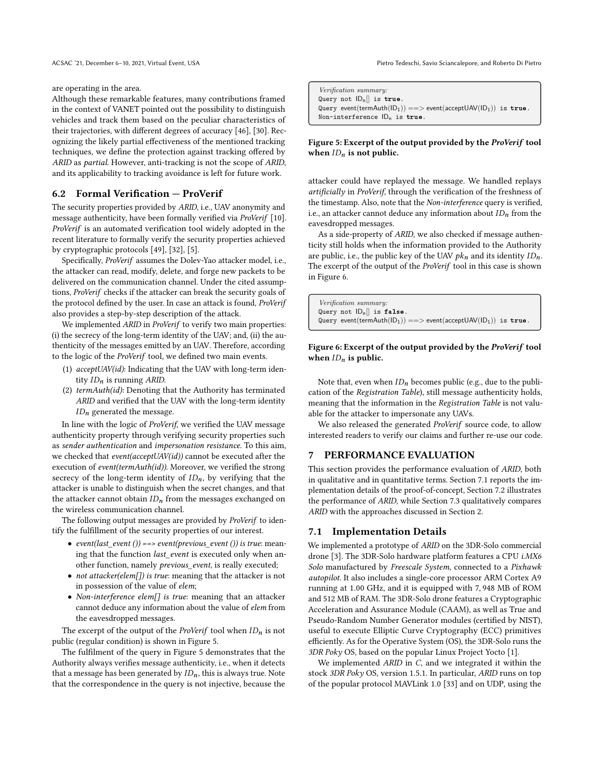are operating in the area.

Although these remarkable features, many contributions framed in the context of VANET pointed out the possibility to distinguish vehicles and track them based on the peculiar characteristics of their trajectories, with different degrees of accuracy [46], [30]. Recognizing the likely partial effectiveness of the mentioned tracking techniques, we define the protection against tracking offered by *ARID* as *partial*. However, anti-tracking is not the scope of *ARID*, and its applicability to tracking avoidance is left for future work.

## 6.2 Formal Verification — ProVerif

The security properties provided by *ARID*, i.e., UAV anonymity and message authenticity, have been formally verified via *ProVerif* [10]. *ProVerif* is an automated verification tool widely adopted in the recent literature to formally verify the security properties achieved by cryptographic protocols [49], [32], [5].

Specifically, *ProVerif* assumes the Dolev-Yao attacker model, i.e., the attacker can read, modify, delete, and forge new packets to be delivered on the communication channel. Under the cited assumptions, *ProVerif* checks if the attacker can break the security goals of the protocol defined by the user. In case an attack is found, *ProVerif* also provides a step-by-step description of the attack.

We implemented *ARID* in *ProVerif* to verify two main properties: (i) the secrecy of the long-term identity of the UAV; and, (ii) the authenticity of the messages emitted by an UAV. Therefore, according to the logic of the *ProVerif* tool, we defined two main events.

1. *acceptUAV(id)*: Indicating that the UAV with long-term identity $ID_n$ is running *ARID*.
2. *termAuth(id)*: Denoting that the Authority has terminated *ARID* and verified that the UAV with the long-term identity $ID_n$ generated the message.

In line with the logic of *ProVerif*, we verified the UAV message authenticity property through verifying security properties such as *sender authentication* and *impersonation resistance*. To this aim, we checked that *event(acceptUAV(id))* cannot be executed after the execution of *event(termAuth(id))*. Moreover, we verified the strong secrecy of the long-term identity of $ID_n$, by verifying that the attacker is unable to distinguish when the secret changes, and that the attacker cannot obtain $ID_n$ from the messages exchanged on the wireless communication channel.

The following output messages are provided by *ProVerif* to identify the fulfillment of the security properties of our interest.

- *event(last_event ()) ==> event(previous_event ()) is true*: meaning that the function *last_event* is executed only when another function, namely *previous_event*, is really executed;
- *not attacker(elem[]) is true*: meaning that the attacker is not in possession of the value of *elem*;
- *Non-interference elem[] is true*: meaning that an attacker cannot deduce any information about the value of *elem* from the eavesdropped messages.

The excerpt of the output of the *ProVerif* tool when $ID_n$ is not public (regular condition) is shown in Figure 5.

```
Verification summary:
Query not ID_n[] is true.
Query event(termAuth(ID_1)) ==> event(acceptUAV(ID_1)) is true.
Non-interference ID_n is true.
```

**Figure 5: Excerpt of the output provided by the *ProVerif* tool when $ID_n$ is not public.**

The fulfilment of the query in Figure 5 demonstrates that the Authority always verifies message authenticity, i.e., when it detects that a message has been generated by $ID_n$, this is always true. Note that the correspondence in the query is not injective, because the attacker could have replayed the message. We handled replays *artificially* in *ProVerif*, through the verification of the freshness of the timestamp. Also, note that the *Non-interference* query is verified, i.e., an attacker cannot deduce any information about $ID_n$ from the eavesdropped messages.

As a side-property of *ARID*, we also checked if message authenticity still holds when the information provided to the Authority are public, i.e., the public key of the UAV $pk_n$ and its identity $ID_n$. The excerpt of the output of the *ProVerif* tool in this case is shown in Figure 6.

```
Verification summary:
Query not ID_n[] is false.
Query event(termAuth(ID_1)) ==> event(acceptUAV(ID_1)) is true.
```

**Figure 6: Excerpt of the output provided by the *ProVerif* tool when $ID_n$ is public.**

Note that, even when $ID_n$ becomes public (e.g., due to the publication of the *Registration Table*), still message authenticity holds, meaning that the information in the *Registration Table* is not valuable for the attacker to impersonate any UAVs.

We also released the generated *ProVerif* source code, to allow interested readers to verify our claims and further re-use our code.

# 7 PERFORMANCE EVALUATION

This section provides the performance evaluation of *ARID*, both in qualitative and in quantitative terms. Section 7.1 reports the implementation details of the proof-of-concept, Section 7.2 illustrates the performance of *ARID*, while Section 7.3 qualitatively compares *ARID* with the approaches discussed in Section 2.

## 7.1 Implementation Details

We implemented a prototype of *ARID* on the 3DR-Solo commercial drone [3]. The 3DR-Solo hardware platform features a CPU *i.MX6 Solo* manufactured by *Freescale System*, connected to a *Pixhawk autopilot*. It also includes a single-core processor ARM Cortex A9 running at 1.00 GHz, and it is equipped with 7,948 MB of ROM and 512 MB of RAM. The 3DR-Solo drone features a Cryptographic Acceleration and Assurance Module (CAAM), as well as True and Pseudo-Random Number Generator modules (certified by NIST), useful to execute Elliptic Curve Cryptography (ECC) primitives efficiently. As for the Operative System (OS), the 3DR-Solo runs the *3DR Poky* OS, based on the popular Linux Project Yocto [1].

We implemented *ARID* in *C*, and we integrated it within the stock *3DR Poky* OS, version 1.5.1. In particular, *ARID* runs on top of the popular protocol MAVLink 1.0 [33] and on UDP, using the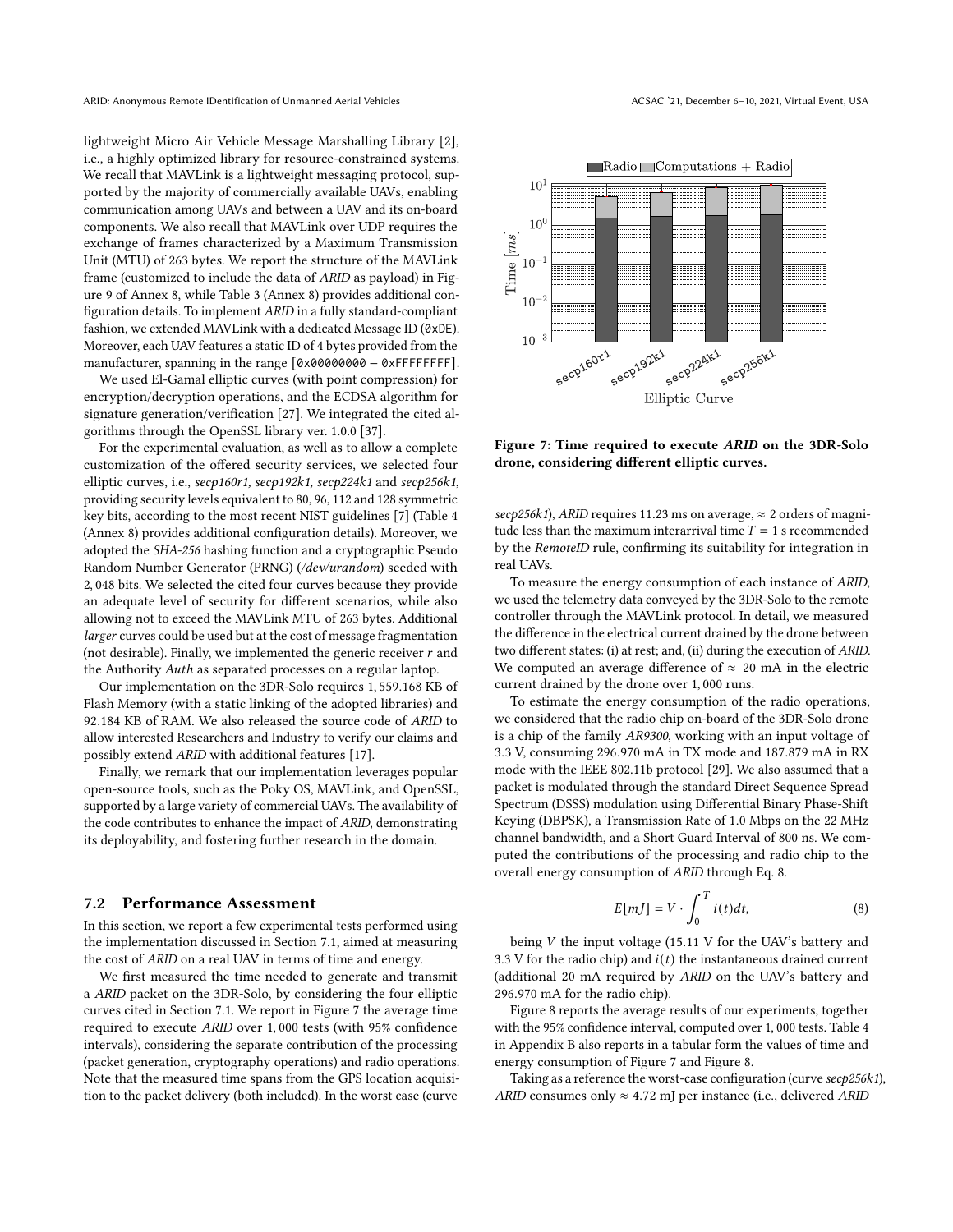lightweight Micro Air Vehicle Message Marshalling Library [2], i.e., a highly optimized library for resource-constrained systems. We recall that MAVLink is a lightweight messaging protocol, supported by the majority of commercially available UAVs, enabling communication among UAVs and between a UAV and its on-board components. We also recall that MAVLink over UDP requires the exchange of frames characterized by a Maximum Transmission Unit (MTU) of 263 bytes. We report the structure of the MAVLink frame (customized to include the data of *ARID* as payload) in Figure 9 of Annex 8, while Table 3 (Annex 8) provides additional configuration details. To implement *ARID* in a fully standard-compliant fashion, we extended MAVLink with a dedicated Message ID (`0xDE`). Moreover, each UAV features a static ID of 4 bytes provided from the manufacturer, spanning in the range [`0x00000000` − `0xFFFFFFFF`].

We used El-Gamal elliptic curves (with point compression) for encryption/decryption operations, and the ECDSA algorithm for signature generation/verification [27]. We integrated the cited algorithms through the OpenSSL library ver. 1.0.0 [37].

For the experimental evaluation, as well as to allow a complete customization of the offered security services, we selected four elliptic curves, i.e., *secp160r1, secp192k1, secp224k1* and *secp256k1*, providing security levels equivalent to 80, 96, 112 and 128 symmetric key bits, according to the most recent NIST guidelines [7] (Table 4 (Annex 8) provides additional configuration details). Moreover, we adopted the *SHA-256* hashing function and a cryptographic Pseudo Random Number Generator (PRNG) (*/dev/urandom*) seeded with 2,048 bits. We selected the cited four curves because they provide an adequate level of security for different scenarios, while also allowing not to exceed the MAVLink MTU of 263 bytes. Additional *larger* curves could be used but at the cost of message fragmentation (not desirable). Finally, we implemented the generic receiver $r$ and the Authority *Auth* as separated processes on a regular laptop.

Our implementation on the 3DR-Solo requires 1,559.168 KB of Flash Memory (with a static linking of the adopted libraries) and 92.184 KB of RAM. We also released the source code of *ARID* to allow interested Researchers and Industry to verify our claims and possibly extend *ARID* with additional features [17].

Finally, we remark that our implementation leverages popular open-source tools, such as the Poky OS, MAVLink, and OpenSSL, supported by a large variety of commercial UAVs. The availability of the code contributes to enhance the impact of *ARID*, demonstrating its deployability, and fostering further research in the domain.

### 7.2 Performance Assessment

In this section, we report a few experimental tests performed using the implementation discussed in Section 7.1, aimed at measuring the cost of *ARID* on a real UAV in terms of time and energy.

We first measured the time needed to generate and transmit a *ARID* packet on the 3DR-Solo, by considering the four elliptic curves cited in Section 7.1. We report in Figure 7 the average time required to execute *ARID* over 1,000 tests (with 95% confidence intervals), considering the separate contribution of the processing (packet generation, cryptography operations) and radio operations. Note that the measured time spans from the GPS location acquisition to the packet delivery (both included). In the worst case (curve *secp256k1*), *ARID* requires 11.23 ms on average, ≈ 2 orders of magnitude less than the maximum interarrival time $T = 1$ s recommended by the *RemoteID* rule, confirming its suitability for integration in real UAVs.

**Figure 7: Time required to execute *ARID* on the 3DR-Solo drone, considering different elliptic curves.**

To measure the energy consumption of each instance of *ARID*, we used the telemetry data conveyed by the 3DR-Solo to the remote controller through the MAVLink protocol. In detail, we measured the difference in the electrical current drained by the drone between two different states: (i) at rest; and, (ii) during the execution of *ARID*. We computed an average difference of ≈ 20 mA in the electric current drained by the drone over 1,000 runs.

To estimate the energy consumption of the radio operations, we considered that the radio chip on-board of the 3DR-Solo drone is a chip of the family *AR9300*, working with an input voltage of 3.3 V, consuming 296.970 mA in TX mode and 187.879 mA in RX mode with the IEEE 802.11b protocol [29]. We also assumed that a packet is modulated through the standard Direct Sequence Spread Spectrum (DSSS) modulation using Differential Binary Phase-Shift Keying (DBPSK), a Transmission Rate of 1.0 Mbps on the 22 MHz channel bandwidth, and a Short Guard Interval of 800 ns. We computed the contributions of the processing and radio chip to the overall energy consumption of *ARID* through Eq. 8.

$$E[mJ] = V \cdot \int_0^T i(t)dt, \tag{8}$$

being $V$ the input voltage (15.11 V for the UAV's battery and 3.3 V for the radio chip) and $i(t)$ the instantaneous drained current (additional 20 mA required by *ARID* on the UAV's battery and 296.970 mA for the radio chip).

Figure 8 reports the average results of our experiments, together with the 95% confidence interval, computed over 1,000 tests. Table 4 in Appendix B also reports in a tabular form the values of time and energy consumption of Figure 7 and Figure 8.

Taking as a reference the worst-case configuration (curve *secp256k1*), *ARID* consumes only ≈ 4.72 mJ per instance (i.e., delivered *ARID*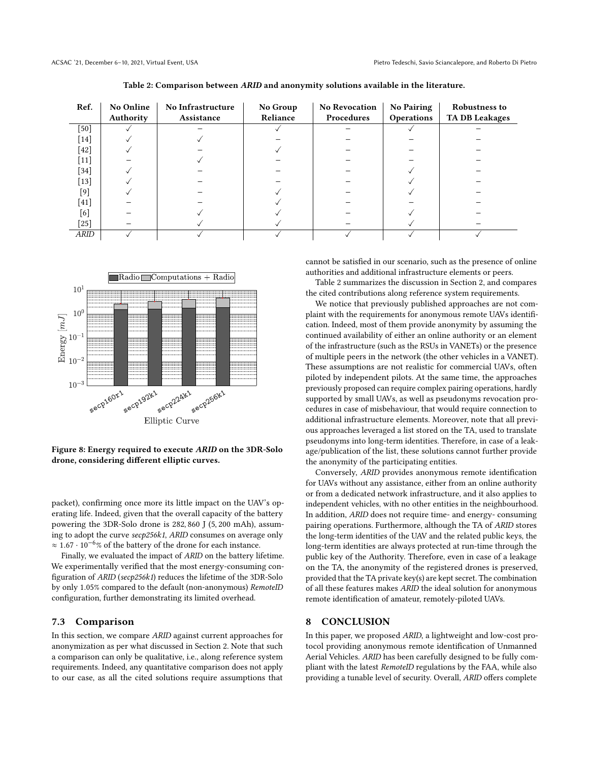Table 2: Comparison between *ARID* and anonymity solutions available in the literature.

| Ref. | No Online Authority | No Infrastructure Assistance | No Group Reliance | No Revocation Procedures | No Pairing Operations | Robustness to TA DB Leakages |
|---|---|---|---|---|---|---|
| [50] | ✓ | – | ✓ | – | ✓ | – |
| [14] | ✓ | ✓ | – | – | – | – |
| [42] | ✓ | – | ✓ | – | – | – |
| [11] | – | ✓ | – | – | – | – |
| [34] | ✓ | – | – | – | ✓ | – |
| [13] | ✓ | – | – | – | ✓ | – |
| [9] | ✓ | – | ✓ | – | ✓ | – |
| [41] | – | – | ✓ | – | – | – |
| [6] | – | ✓ | ✓ | – | ✓ | – |
| [25] | – | ✓ | ✓ | – | ✓ | – |
| *ARID* | ✓ | ✓ | ✓ | ✓ | ✓ | ✓ |

Figure 8: Energy required to execute *ARID* on the 3DR-Solo drone, considering different elliptic curves.

packet), confirming once more its little impact on the UAV's operating life. Indeed, given that the overall capacity of the battery powering the 3DR-Solo drone is 282,860 J (5,200 mAh), assuming to adopt the curve *secp256k1*, *ARID* consumes on average only $\approx 1.67 \cdot 10^{-6}\%$ of the battery of the drone for each instance.

Finally, we evaluated the impact of *ARID* on the battery lifetime. We experimentally verified that the most energy-consuming configuration of *ARID* (*secp256k1*) reduces the lifetime of the 3DR-Solo by only 1.05% compared to the default (non-anonymous) *RemoteID* configuration, further demonstrating its limited overhead.

## 7.3 Comparison

In this section, we compare *ARID* against current approaches for anonymization as per what discussed in Section 2. Note that such a comparison can only be qualitative, i.e., along reference system requirements. Indeed, any quantitative comparison does not apply to our case, as all the cited solutions require assumptions that cannot be satisfied in our scenario, such as the presence of online authorities and additional infrastructure elements or peers.

Table 2 summarizes the discussion in Section 2, and compares the cited contributions along reference system requirements.

We notice that previously published approaches are not compliant with the requirements for anonymous remote UAVs identification. Indeed, most of them provide anonymity by assuming the continued availability of either an online authority or an element of the infrastructure (such as the RSUs in VANETs) or the presence of multiple peers in the network (the other vehicles in a VANET). These assumptions are not realistic for commercial UAVs, often piloted by independent pilots. At the same time, the approaches previously proposed can require complex pairing operations, hardly supported by small UAVs, as well as pseudonyms revocation procedures in case of misbehaviour, that would require connection to additional infrastructure elements. Moreover, note that all previous approaches leveraged a list stored on the TA, used to translate pseudonyms into long-term identities. Therefore, in case of a leakage/publication of the list, these solutions cannot further provide the anonymity of the participating entities.

Conversely, *ARID* provides anonymous remote identification for UAVs without any assistance, either from an online authority or from a dedicated network infrastructure, and it also applies to independent vehicles, with no other entities in the neighbourhood. In addition, *ARID* does not require time- and energy- consuming pairing operations. Furthermore, although the TA of *ARID* stores the long-term identities of the UAV and the related public keys, the long-term identities are always protected at run-time through the public key of the Authority. Therefore, even in case of a leakage on the TA, the anonymity of the registered drones is preserved, provided that the TA private key(s) are kept secret. The combination of all these features makes *ARID* the ideal solution for anonymous remote identification of amateur, remotely-piloted UAVs.

# 8 CONCLUSION

In this paper, we proposed *ARID*, a lightweight and low-cost protocol providing anonymous remote identification of Unmanned Aerial Vehicles. *ARID* has been carefully designed to be fully compliant with the latest *RemoteID* regulations by the FAA, while also providing a tunable level of security. Overall, *ARID* offers complete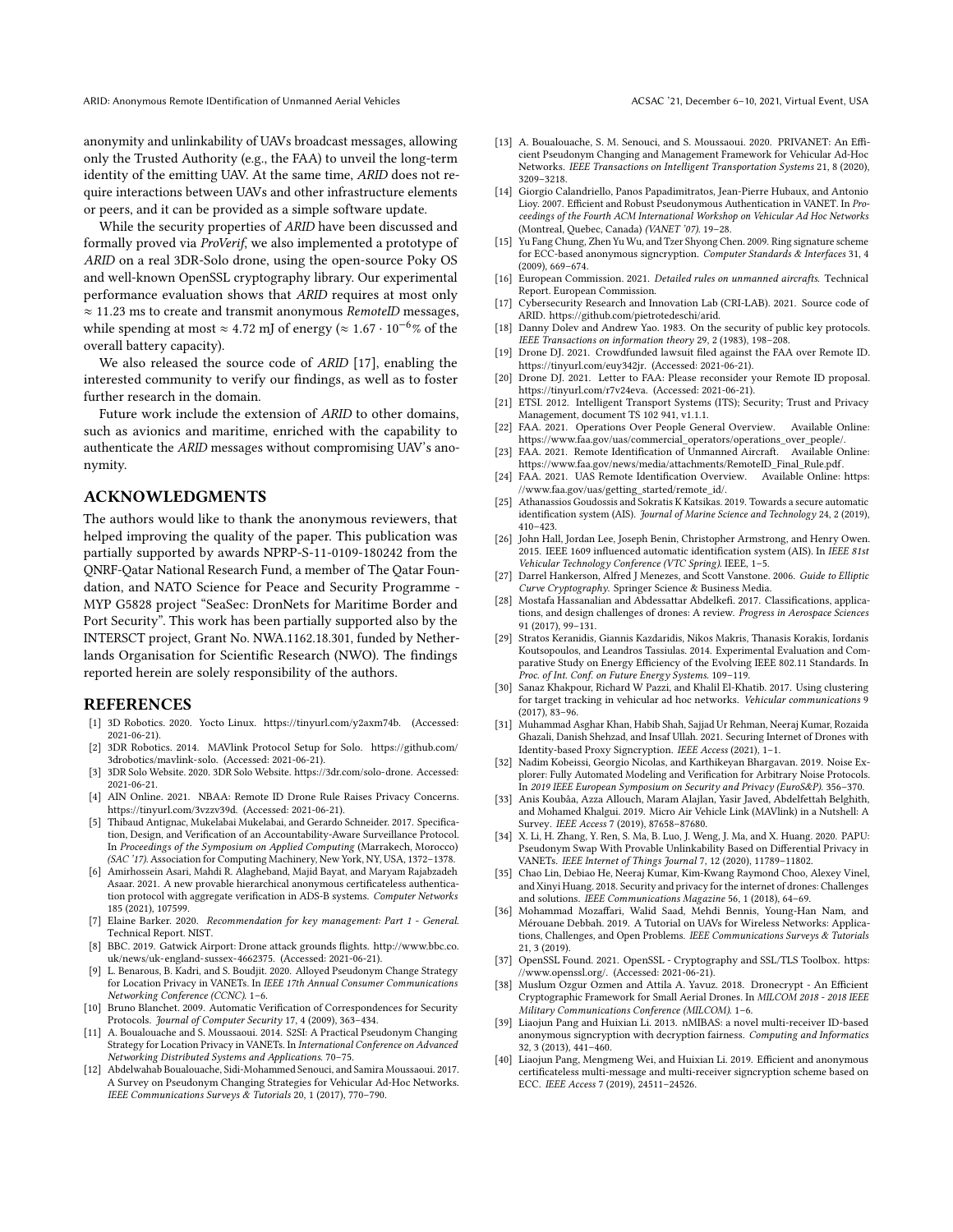anonymity and unlinkability of UAVs broadcast messages, allowing only the Trusted Authority (e.g., the FAA) to unveil the long-term identity of the emitting UAV. At the same time, *ARID* does not require interactions between UAVs and other infrastructure elements or peers, and it can be provided as a simple software update.

While the security properties of *ARID* have been discussed and formally proved via *ProVerif*, we also implemented a prototype of *ARID* on a real 3DR-Solo drone, using the open-source Poky OS and well-known OpenSSL cryptography library. Our experimental performance evaluation shows that *ARID* requires at most only $\approx 11.23$ ms to create and transmit anonymous *RemoteID* messages, while spending at most $\approx 4.72$ mJ of energy ($\approx 1.67 \cdot 10^{-6}$% of the overall battery capacity).

We also released the source code of *ARID* [17], enabling the interested community to verify our findings, as well as to foster further research in the domain.

Future work include the extension of *ARID* to other domains, such as avionics and maritime, enriched with the capability to authenticate the *ARID* messages without compromising UAV's anonymity.

## ACKNOWLEDGMENTS

The authors would like to thank the anonymous reviewers, that helped improving the quality of the paper. This publication was partially supported by awards NPRP-S-11-0109-180242 from the QNRF-Qatar National Research Fund, a member of The Qatar Foundation, and NATO Science for Peace and Security Programme - MYP G5828 project "SeaSec: DronNets for Maritime Border and Port Security". This work has been partially supported also by the INTERSCT project, Grant No. NWA.1162.18.301, funded by Netherlands Organisation for Scientific Research (NWO). The findings reported herein are solely responsibility of the authors.

## REFERENCES

[1] 3D Robotics. 2020. Yocto Linux. https://tinyurl.com/y2axm74b. (Accessed: 2021-06-21).

[2] 3DR Robotics. 2014. MAVlink Protocol Setup for Solo. https://github.com/3drobotics/mavlink-solo. (Accessed: 2021-06-21).

[3] 3DR Solo Website. 2020. 3DR Solo Website. https://3dr.com/solo-drone. Accessed: 2021-06-21.

[4] AIN Online. 2021. NBAA: Remote ID Drone Rule Raises Privacy Concerns. https://tinyurl.com/3vzzv39d. (Accessed: 2021-06-21).

[5] Thibaud Antignac, Mukelabai Mukelabai, and Gerardo Schneider. 2017. Specification, Design, and Verification of an Accountability-Aware Surveillance Protocol. In *Proceedings of the Symposium on Applied Computing* (Marrakech, Morocco) *(SAC '17)*. Association for Computing Machinery, New York, NY, USA, 1372–1378.

[6] Amirhossein Asari, Mahdi R. Alagheband, Majid Bayat, and Maryam Rajabzadeh Asaar. 2021. A new provable hierarchical anonymous certificateless authentication protocol with aggregate verification in ADS-B systems. *Computer Networks* 185 (2021), 107599.

[7] Elaine Barker. 2020. *Recommendation for key management: Part 1 - General.* Technical Report. NIST.

[8] BBC. 2019. Gatwick Airport: Drone attack grounds flights. http://www.bbc.co.uk/news/uk-england-sussex-4662375. (Accessed: 2021-06-21).

[9] L. Benarous, B. Kadri, and S. Boudjit. 2020. Alloyed Pseudonym Change Strategy for Location Privacy in VANETs. In *IEEE 17th Annual Consumer Communications Networking Conference (CCNC)*. 1–6.

[10] Bruno Blanchet. 2009. Automatic Verification of Correspondences for Security Protocols. *Journal of Computer Security* 17, 4 (2009), 363–434.

[11] A. Boualouache and S. Moussaoui. 2014. S2SI: A Practical Pseudonym Changing Strategy for Location Privacy in VANETs. In *International Conference on Advanced Networking Distributed Systems and Applications*. 70–75.

[12] Abdelwahab Boualouache, Sidi-Mohammed Senouci, and Samira Moussaoui. 2017. A Survey on Pseudonym Changing Strategies for Vehicular Ad-Hoc Networks. *IEEE Communications Surveys & Tutorials* 20, 1 (2017), 770–790.

[13] A. Boualouache, S. M. Senouci, and S. Moussaoui. 2020. PRIVANET: An Efficient Pseudonym Changing and Management Framework for Vehicular Ad-Hoc Networks. *IEEE Transactions on Intelligent Transportation Systems* 21, 8 (2020), 3209–3218.

[14] Giorgio Calandriello, Panos Papadimitratos, Jean-Pierre Hubaux, and Antonio Lioy. 2007. Efficient and Robust Pseudonymous Authentication in VANET. In *Proceedings of the Fourth ACM International Workshop on Vehicular Ad Hoc Networks* (Montreal, Quebec, Canada) *(VANET '07)*. 19–28.

[15] Yu Fang Chung, Zhen Yu Wu, and Tzer Shyong Chen. 2009. Ring signature scheme for ECC-based anonymous signcryption. *Computer Standards & Interfaces* 31, 4 (2009), 669–674.

[16] European Commission. 2021. *Detailed rules on unmanned aircrafts.* Technical Report. European Commission.

[17] Cybersecurity Research and Innovation Lab (CRI-LAB). 2021. Source code of ARID. https://github.com/pietrotedeschi/arid.

[18] Danny Dolev and Andrew Yao. 1983. On the security of public key protocols. *IEEE Transactions on information theory* 29, 2 (1983), 198–208.

[19] Drone DJ. 2021. Crowdfunded lawsuit filed against the FAA over Remote ID. https://tinyurl.com/euy342jr. (Accessed: 2021-06-21).

[20] Drone DJ. 2021. Letter to FAA: Please reconsider your Remote ID proposal. https://tinyurl.com/r7v24eva. (Accessed: 2021-06-21).

[21] ETSI. 2012. Intelligent Transport Systems (ITS); Security; Trust and Privacy Management, document TS 102 941, v1.1.1.

[22] FAA. 2021. Operations Over People General Overview. Available Online: https://www.faa.gov/uas/commercial_operators/operations_over_people/.

[23] FAA. 2021. Remote Identification of Unmanned Aircraft. Available Online: https://www.faa.gov/news/media/attachments/RemoteID_Final_Rule.pdf.

[24] FAA. 2021. UAS Remote Identification Overview. Available Online: https://www.faa.gov/uas/getting_started/remote_id/.

[25] Athanassios Goudossis and Sokratis K Katsikas. 2019. Towards a secure automatic identification system (AIS). *Journal of Marine Science and Technology* 24, 2 (2019), 410–423.

[26] John Hall, Jordan Lee, Joseph Benin, Christopher Armstrong, and Henry Owen. 2015. IEEE 1609 influenced automatic identification system (AIS). In *IEEE 81st Vehicular Technology Conference (VTC Spring)*. IEEE, 1–5.

[27] Darrel Hankerson, Alfred J Menezes, and Scott Vanstone. 2006. *Guide to Elliptic Curve Cryptography.* Springer Science & Business Media.

[28] Mostafa Hassanalian and Abdessattar Abdelkefi. 2017. Classifications, applications, and design challenges of drones: A review. *Progress in Aerospace Sciences* 91 (2017), 99–131.

[29] Stratos Keranidis, Giannis Kazdaridis, Nikos Makris, Thanasis Korakis, Iordanis Koutsopoulos, and Leandros Tassiulas. 2014. Experimental Evaluation and Comparative Study on Energy Efficiency of the Evolving IEEE 802.11 Standards. In *Proc. of Int. Conf. on Future Energy Systems*. 109–119.

[30] Sanaz Khakpour, Richard W Pazzi, and Khalil El-Khatib. 2017. Using clustering for target tracking in vehicular ad hoc networks. *Vehicular communications* 9 (2017), 83–96.

[31] Muhammad Asghar Khan, Habib Shah, Sajjad Ur Rehman, Neeraj Kumar, Rozaida Ghazali, Danish Shehzad, and Insaf Ullah. 2021. Securing Internet of Drones with Identity-based Proxy Signcryption. *IEEE Access* (2021), 1–1.

[32] Nadim Kobeissi, Georgio Nicolas, and Karthikeyan Bhargavan. 2019. Noise Explorer: Fully Automated Modeling and Verification for Arbitrary Noise Protocols. In *2019 IEEE European Symposium on Security and Privacy (EuroS&P)*. 356–370.

[33] Anis Koubâa, Azza Allouch, Maram Alajlan, Yasir Javed, Abdelfettah Belghith, and Mohamed Khalgui. 2019. Micro Air Vehicle Link (MAVlink) in a Nutshell: A Survey. *IEEE Access* 7 (2019), 87658–87680.

[34] X. Li, H. Zhang, Y. Ren, S. Ma, B. Luo, J. Weng, J. Ma, and X. Huang. 2020. PAPU: Pseudonym Swap With Provable Unlinkability Based on Differential Privacy in VANETs. *IEEE Internet of Things Journal* 7, 12 (2020), 11789–11802.

[35] Chao Lin, Debiao He, Neeraj Kumar, Kim-Kwang Raymond Choo, Alexey Vinel, and Xinyi Huang. 2018. Security and privacy for the internet of drones: Challenges and solutions. *IEEE Communications Magazine* 56, 1 (2018), 64–69.

[36] Mohammad Mozaffari, Walid Saad, Mehdi Bennis, Young-Han Nam, and Mérouane Debbah. 2019. A Tutorial on UAVs for Wireless Networks: Applications, Challenges, and Open Problems. *IEEE Communications Surveys & Tutorials* 21, 3 (2019).

[37] OpenSSL Found. 2021. OpenSSL - Cryptography and SSL/TLS Toolbox. https://www.openssl.org/. (Accessed: 2021-06-21).

[38] Muslum Ozgur Ozmen and Attila A. Yavuz. 2018. Dronecrypt - An Efficient Cryptographic Framework for Small Aerial Drones. In *MILCOM 2018 - 2018 IEEE Military Communications Conference (MILCOM)*. 1–6.

[39] Liaojun Pang and Huixian Li. 2013. nMIBAS: a novel multi-receiver ID-based anonymous signcryption with decryption fairness. *Computing and Informatics* 32, 3 (2013), 441–460.

[40] Liaojun Pang, Mengmeng Wei, and Huixian Li. 2019. Efficient and anonymous certificateless multi-message and multi-receiver signcryption scheme based on ECC. *IEEE Access* 7 (2019), 24511–24526.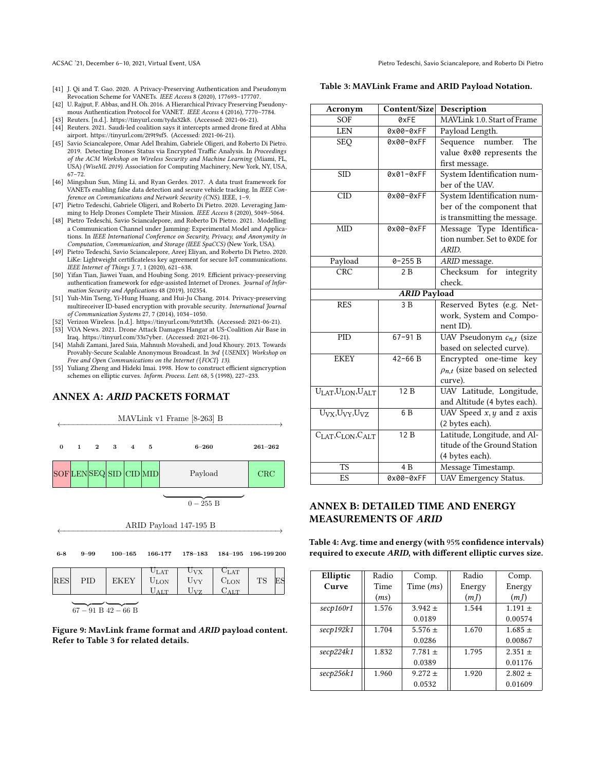- [41] J. Qi and T. Gao. 2020. A Privacy-Preserving Authentication and Pseudonym Revocation Scheme for VANETs. *IEEE Access* 8 (2020), 177693–177707.
- [42] U. Rajput, F. Abbas, and H. Oh. 2016. A Hierarchical Privacy Preserving Pseudonymous Authentication Protocol for VANET. *IEEE Access* 4 (2016), 7770–7784.
- [43] Reuters. [n.d.]. https://tinyurl.com/tyda32k8. (Accessed: 2021-06-21).
- [44] Reuters. 2021. Saudi-led coalition says it intercepts armed drone fired at Abha airport. https://tinyurl.com/2t9t9sf5. (Accessed: 2021-06-21).
- [45] Savio Sciancalepore, Omar Adel Ibrahim, Gabriele Oligeri, and Roberto Di Pietro. 2019. Detecting Drones Status via Encrypted Traffic Analysis. In *Proceedings of the ACM Workshop on Wireless Security and Machine Learning* (Miami, FL, USA) *(WiseML 2019)*. Association for Computing Machinery, New York, NY, USA, 67–72.
- [46] Mingshun Sun, Ming Li, and Ryan Gerdes. 2017. A data trust framework for VANETs enabling false data detection and secure vehicle tracking. In *IEEE Conference on Communications and Network Security (CNS)*. IEEE, 1–9.
- [47] Pietro Tedeschi, Gabriele Oligeri, and Roberto Di Pietro. 2020. Leveraging Jamming to Help Drones Complete Their Mission. *IEEE Access* 8 (2020), 5049–5064.
- [48] Pietro Tedeschi, Savio Sciancalepore, and Roberto Di Pietro. 2021. Modelling a Communication Channel under Jamming: Experimental Model and Applications. In *IEEE International Conference on Security, Privacy, and Anonymity in Computation, Communication, and Storage (IEEE SpaCCS)* (New York, USA).
- [49] Pietro Tedeschi, Savio Sciancalepore, Areej Eliyan, and Roberto Di Pietro. 2020. LiKe: Lightweight certificateless key agreement for secure IoT communications. *IEEE Internet of Things J.* 7, 1 (2020), 621–638.
- [50] Yifan Tian, Jiawei Yuan, and Houbing Song. 2019. Efficient privacy-preserving authentication framework for edge-assisted Internet of Drones. *Journal of Information Security and Applications* 48 (2019), 102354.
- [51] Yuh-Min Tseng, Yi-Hung Huang, and Hui-Ju Chang. 2014. Privacy-preserving multireceiver ID-based encryption with provable security. *International Journal of Communication Systems* 27, 7 (2014), 1034–1050.
- [52] Verizon Wireless. [n.d.]. https://tinyurl.com/9ztrt3fh. (Accessed: 2021-06-21).
- [53] VOA News. 2021. Drone Attack Damages Hangar at US-Coalition Air Base in Iraq. https://tinyurl.com/33s7yber. (Accessed: 2021-06-21).
- [54] Mahdi Zamani, Jared Saia, Mahnush Movahedi, and Joud Khoury. 2013. Towards Provably-Secure Scalable Anonymous Broadcast. In *3rd {USENIX} Workshop on Free and Open Communications on the Internet ({FOCI} 13)*.
- [55] Yuliang Zheng and Hideki Imai. 1998. How to construct efficient signcryption schemes on elliptic curves. *Inform. Process. Lett.* 68, 5 (1998), 227–233.

## ANNEX A: *ARID* PACKETS FORMAT

MAVLink v1 Frame [8-263] B

0 1 2 3 4 5 6–260 261–262

SOF LEN SEQ SID CID MID Payload CRC

0 – 255 B

ARID Payload 147-195 B

6-8 9–99 100–165 166-177 178–183 184–195 196-199 200

RES PID EKEY $U_{LAT}$ $U_{LON}$ $U_{ALT}$ $U_{VX}$ $U_{VY}$ $U_{VZ}$ $C_{LAT}$ $C_{LON}$ $C_{ALT}$ TS ES

67 – 91 B 42 – 66 B

**Figure 9: MavLink frame format and *ARID* payload content. Refer to Table 3 for related details.**

**Table 3: MAVLink Frame and ARID Payload Notation.**

| Acronym | Content/Size | Description |
|---|---|---|
| SOF | `0xFE` | MAVLink 1.0. Start of Frame |
| LEN | `0x00-0xFF` | Payload Length. |
| SEQ | `0x00-0xFF` | Sequence number. The value `0x00` represents the first message. |
| SID | `0x01-0xFF` | System Identification number of the UAV. |
| CID | `0x00-0xFF` | System Identification number of the component that is transmitting the message. |
| MID | `0x00-0xFF` | Message Type Identification number. Set to `0XDE` for *ARID*. |
| Payload | `0-255 B` | *ARID* message. |
| CRC | `2 B` | Checksum for integrity check. |
| ***ARID* Payload** | | |
| RES | `3 B` | Reserved Bytes (e.g. Network, System and Component ID). |
| PID | `67-91 B` | UAV Pseudonym $c_{n,t}$ (size based on selected curve). |
| EKEY | `42-66 B` | Encrypted one-time key $\rho_{n,t}$ (size based on selected curve). |
| $U_{LAT}$,$U_{LON}$,$U_{ALT}$ | `12 B` | UAV Latitude, Longitude, and Altitude (4 bytes each). |
| $U_{VX}$,$U_{VY}$,$U_{VZ}$ | `6 B` | UAV Speed $x, y$ and $z$ axis (2 bytes each). |
| $C_{LAT}$,$C_{LON}$,$C_{ALT}$ | `12 B` | Latitude, Longitude, and Altitude of the Ground Station (4 bytes each). |
| TS | `4 B` | Message Timestamp. |
| ES | `0x00-0xFF` | UAV Emergency Status. |

## ANNEX B: DETAILED TIME AND ENERGY MEASUREMENTS OF *ARID*

**Table 4: Avg. time and energy (with 95% confidence intervals) required to execute *ARID*, with different elliptic curves size.**

| Elliptic Curve | Radio Time (*ms*) | Comp. Time (*ms*) | Radio Energy (*mJ*) | Comp. Energy (*mJ*) |
|---|---|---|---|---|
| *secp160r1* | 1.576 | 3.942 ± 0.0189 | 1.544 | 1.191 ± 0.00574 |
| *secp192k1* | 1.704 | 5.576 ± 0.0286 | 1.670 | 1.685 ± 0.00867 |
| *secp224k1* | 1.832 | 7.781 ± 0.0389 | 1.795 | 2.351 ± 0.01176 |
| *secp256k1* | 1.960 | 9.272 ± 0.0532 | 1.920 | 2.802 ± 0.01609 |